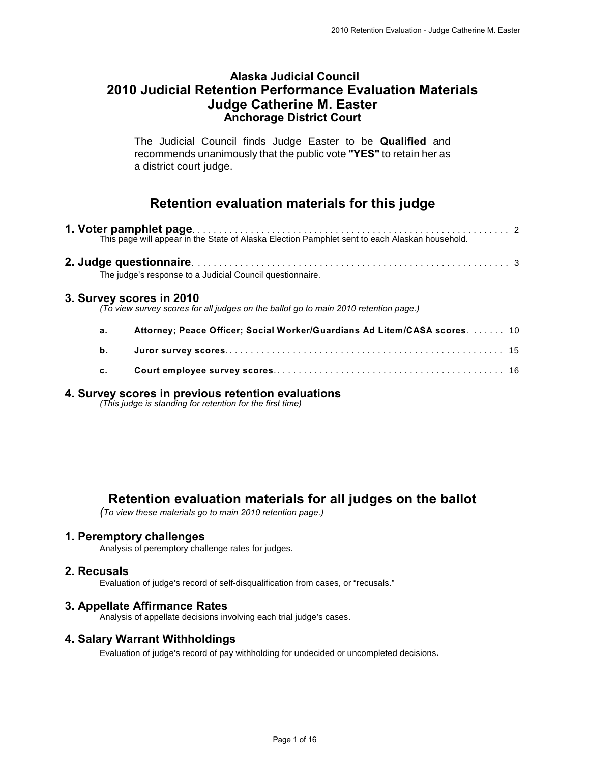# Alaska Judicial Council
# 2010 Judicial Retention Performance Evaluation Materials
# Judge Catherine M. Easter
## Anchorage District Court

The Judicial Council finds Judge Easter to be **Qualified** and recommends unanimously that the public vote **"YES"** to retain her as a district court judge.

## Retention evaluation materials for this judge

**1. Voter pamphlet page** . . . . . 2
This page will appear in the State of Alaska Election Pamphlet sent to each Alaskan household.

**2. Judge questionnaire** . . . . . 3
The judge's response to a Judicial Council questionnaire.

**3. Survey scores in 2010**
*(To view survey scores for all judges on the ballot go to main 2010 retention page.)*

- **a. Attorney; Peace Officer; Social Worker/Guardians Ad Litem/CASA scores** . . . . . 10
- **b. Juror survey scores** . . . . . 15
- **c. Court employee survey scores** . . . . . 16

**4. Survey scores in previous retention evaluations**
*(This judge is standing for retention for the first time)*

## Retention evaluation materials for all judges on the ballot

*(To view these materials go to main 2010 retention page.)*

**1. Peremptory challenges**
Analysis of peremptory challenge rates for judges.

**2. Recusals**
Evaluation of judge's record of self-disqualification from cases, or "recusals."

**3. Appellate Affirmance Rates**
Analysis of appellate decisions involving each trial judge's cases.

**4. Salary Warrant Withholdings**
Evaluation of judge's record of pay withholding for undecided or uncompleted decisions.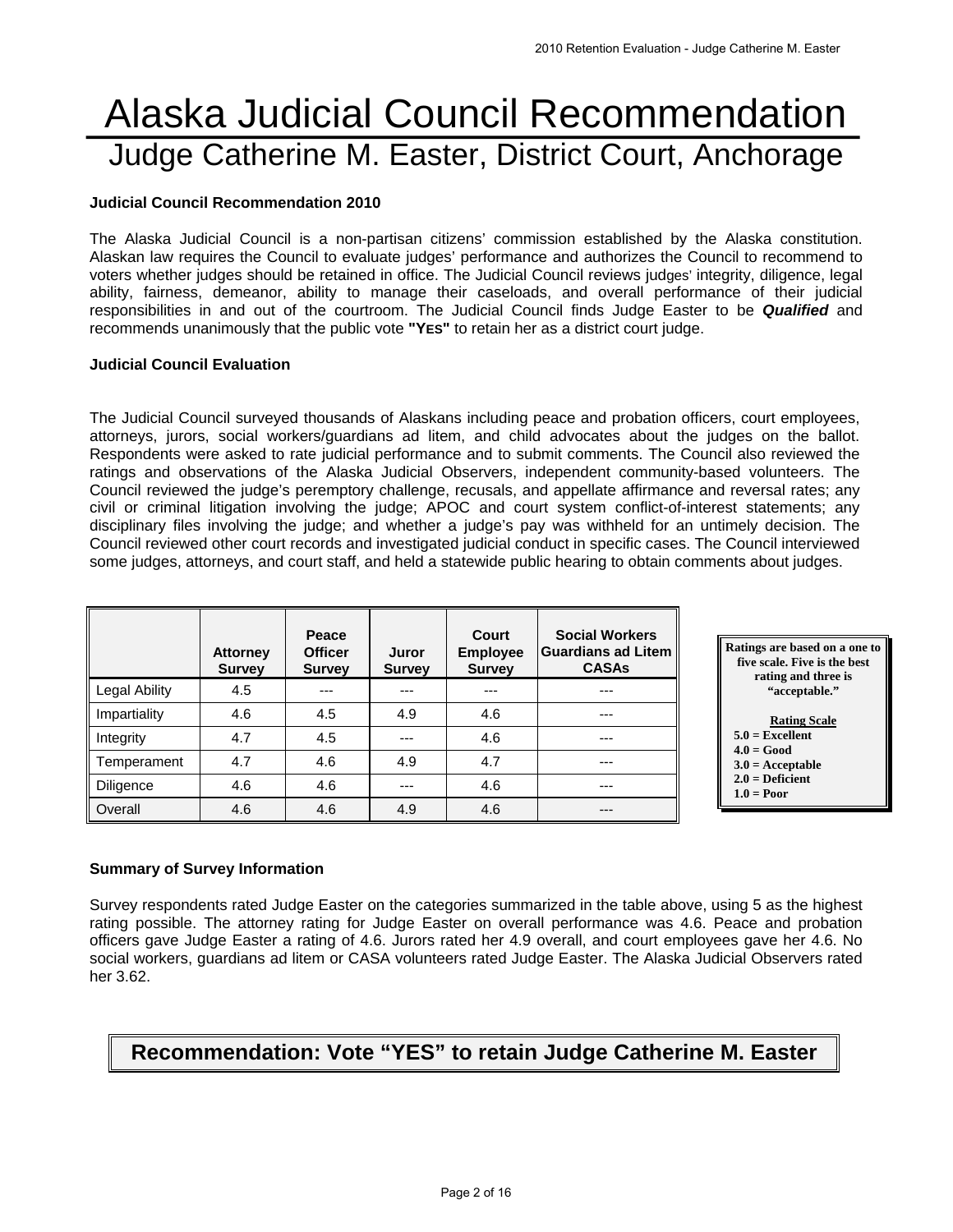# Alaska Judicial Council Recommendation

## Judge Catherine M. Easter, District Court, Anchorage

**Judicial Council Recommendation 2010**

The Alaska Judicial Council is a non-partisan citizens' commission established by the Alaska constitution. Alaskan law requires the Council to evaluate judges' performance and authorizes the Council to recommend to voters whether judges should be retained in office. The Judicial Council reviews judges' integrity, diligence, legal ability, fairness, demeanor, ability to manage their caseloads, and overall performance of their judicial responsibilities in and out of the courtroom. The Judicial Council finds Judge Easter to be ***Qualified*** and recommends unanimously that the public vote **"YES"** to retain her as a district court judge.

**Judicial Council Evaluation**

The Judicial Council surveyed thousands of Alaskans including peace and probation officers, court employees, attorneys, jurors, social workers/guardians ad litem, and child advocates about the judges on the ballot. Respondents were asked to rate judicial performance and to submit comments. The Council also reviewed the ratings and observations of the Alaska Judicial Observers, independent community-based volunteers. The Council reviewed the judge's peremptory challenge, recusals, and appellate affirmance and reversal rates; any civil or criminal litigation involving the judge; APOC and court system conflict-of-interest statements; any disciplinary files involving the judge; and whether a judge's pay was withheld for an untimely decision. The Council reviewed other court records and investigated judicial conduct in specific cases. The Council interviewed some judges, attorneys, and court staff, and held a statewide public hearing to obtain comments about judges.

| | Attorney Survey | Peace Officer Survey | Juror Survey | Court Employee Survey | Social Workers Guardians ad Litem CASAs |
|---|---|---|---|---|---|
| Legal Ability | 4.5 | --- | --- | --- | --- |
| Impartiality | 4.6 | 4.5 | 4.9 | 4.6 | --- |
| Integrity | 4.7 | 4.5 | --- | 4.6 | --- |
| Temperament | 4.7 | 4.6 | 4.9 | 4.7 | --- |
| Diligence | 4.6 | 4.6 | --- | 4.6 | --- |
| Overall | 4.6 | 4.6 | 4.9 | 4.6 | --- |

**Ratings are based on a one to five scale. Five is the best rating and three is "acceptable."**

**Rating Scale**
- **5.0 = Excellent**
- **4.0 = Good**
- **3.0 = Acceptable**
- **2.0 = Deficient**
- **1.0 = Poor**

**Summary of Survey Information**

Survey respondents rated Judge Easter on the categories summarized in the table above, using 5 as the highest rating possible. The attorney rating for Judge Easter on overall performance was 4.6. Peace and probation officers gave Judge Easter a rating of 4.6. Jurors rated her 4.9 overall, and court employees gave her 4.6. No social workers, guardians ad litem or CASA volunteers rated Judge Easter. The Alaska Judicial Observers rated her 3.62.

## Recommendation: Vote "YES" to retain Judge Catherine M. Easter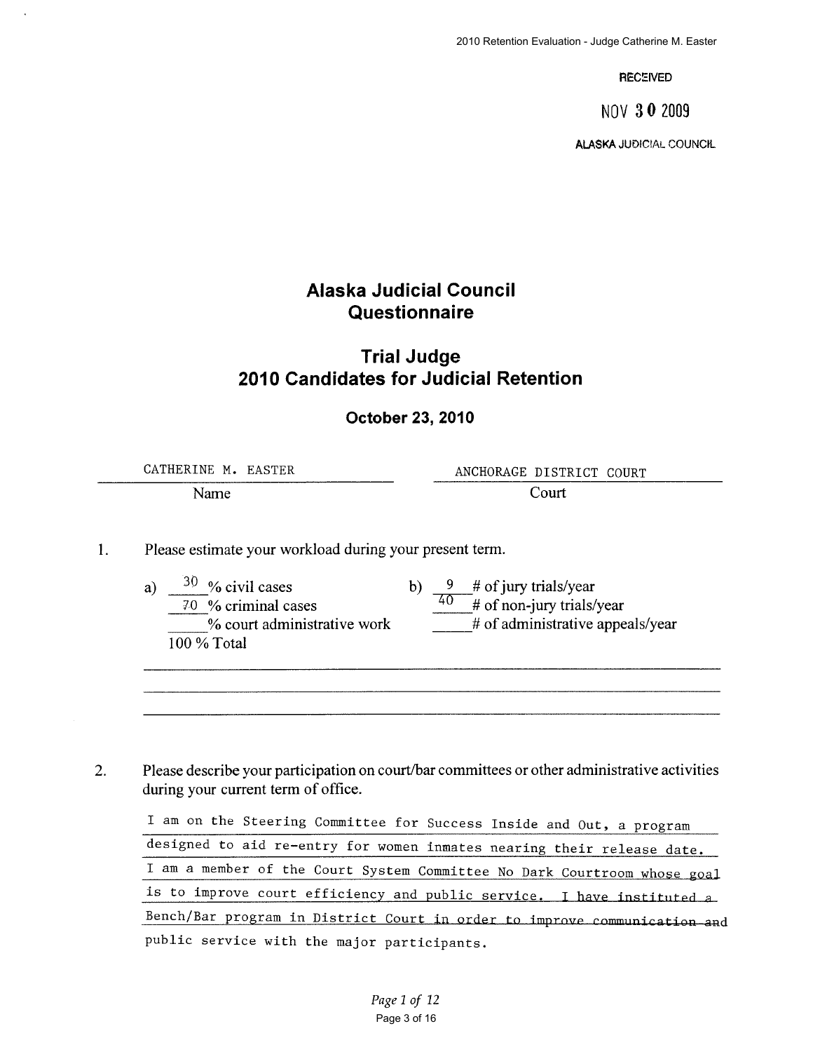RECEIVED

NOV 30 2009

ALASKA JUDICIAL COUNCIL

# Alaska Judicial Council Questionnaire

## Trial Judge
## 2010 Candidates for Judicial Retention

### October 23, 2010

| CATHERINE M. EASTER | ANCHORAGE DISTRICT COURT |
|---|---|
| Name | Court |

1. Please estimate your workload during your present term.

   a) 30 % civil cases
   70 % criminal cases
   ___ % court administrative work
   100 % Total

   b) 9 # of jury trials/year
   40 # of non-jury trials/year
   ___ # of administrative appeals/year

2. Please describe your participation on court/bar committees or other administrative activities during your current term of office.

   I am on the Steering Committee for Success Inside and Out, a program designed to aid re-entry for women inmates nearing their release date. I am a member of the Court System Committee No Dark Courtroom whose goal is to improve court efficiency and public service. I have instituted a Bench/Bar program in District Court in order to improve communication and public service with the major participants.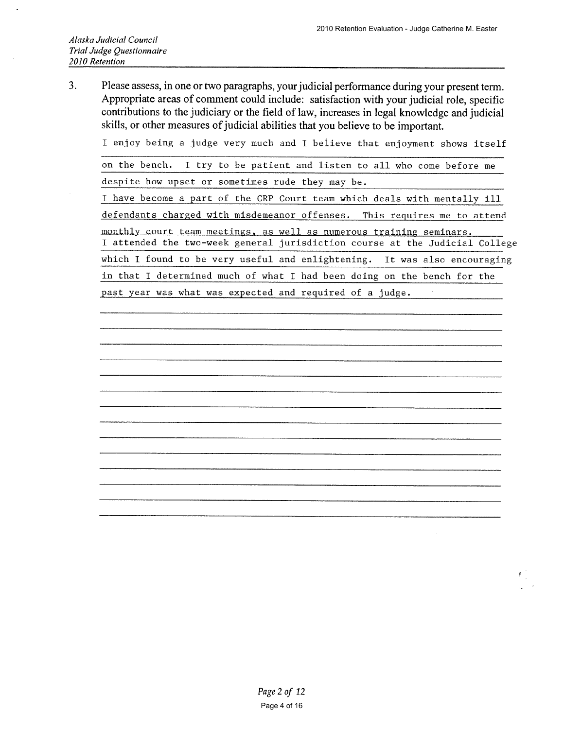*Alaska Judicial Council*
*Trial Judge Questionnaire*
*2010 Retention*

3. Please assess, in one or two paragraphs, your judicial performance during your present term. Appropriate areas of comment could include: satisfaction with your judicial role, specific contributions to the judiciary or the field of law, increases in legal knowledge and judicial skills, or other measures of judicial abilities that you believe to be important.

I enjoy being a judge very much and I believe that enjoyment shows itself on the bench. I try to be patient and listen to all who come before me despite how upset or sometimes rude they may be.

I have become a part of the CRP Court team which deals with mentally ill defendants charged with misdemeanor offenses. This requires me to attend monthly court team meetings, as well as numerous training seminars.

I attended the two-week general jurisdiction course at the Judicial College which I found to be very useful and enlightening. It was also encouraging in that I determined much of what I had been doing on the bench for the past year was what was expected and required of a judge.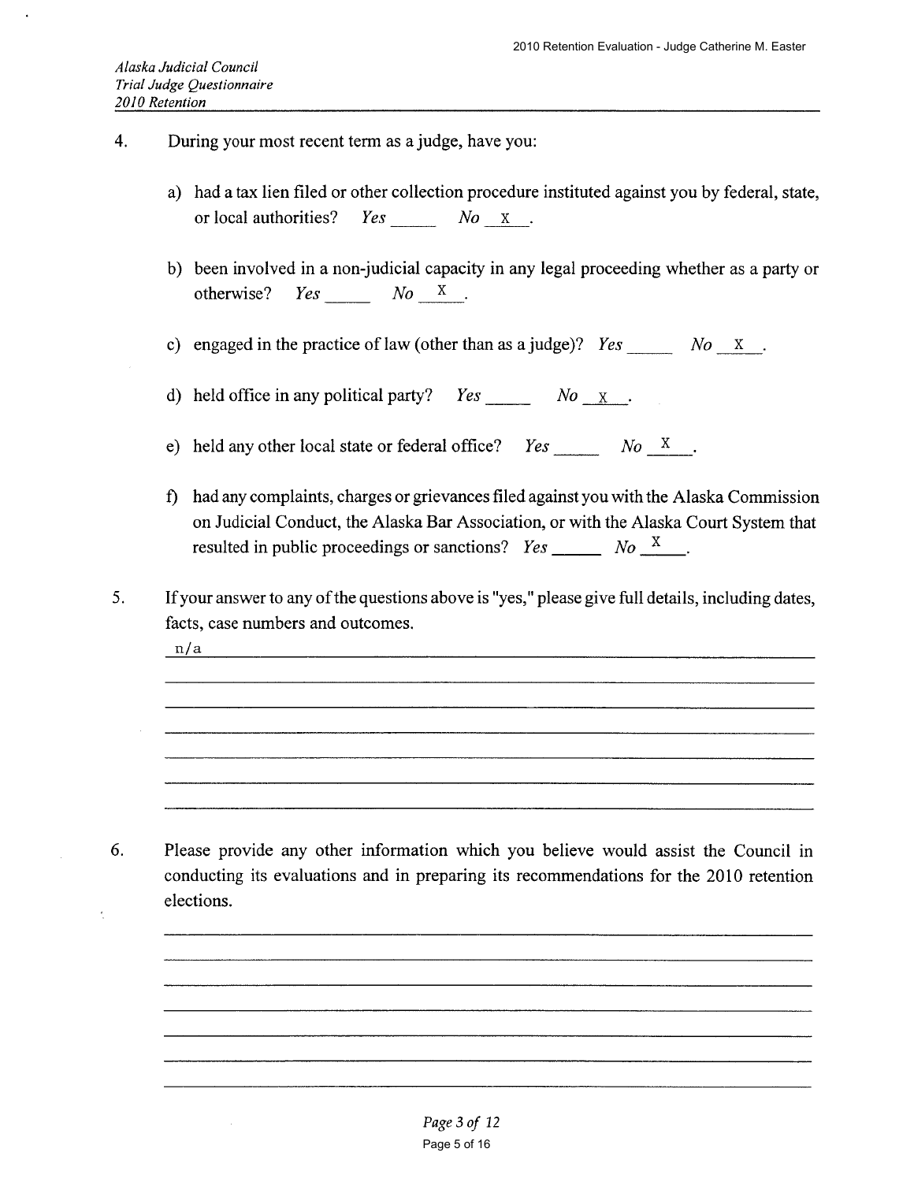4. During your most recent term as a judge, have you:

   a) had a tax lien filed or other collection procedure instituted against you by federal, state, or local authorities? *Yes* _____ *No* __X__.

   b) been involved in a non-judicial capacity in any legal proceeding whether as a party or otherwise? *Yes* _____ *No* __X__.

   c) engaged in the practice of law (other than as a judge)? *Yes* _____ *No* __X__.

   d) held office in any political party? *Yes* _____ *No* __X__.

   e) held any other local state or federal office? *Yes* _____ *No* __X__.

   f) had any complaints, charges or grievances filed against you with the Alaska Commission on Judicial Conduct, the Alaska Bar Association, or with the Alaska Court System that resulted in public proceedings or sanctions? *Yes* _____ *No* __X__.

5. If your answer to any of the questions above is "yes," please give full details, including dates, facts, case numbers and outcomes.

   n/a

6. Please provide any other information which you believe would assist the Council in conducting its evaluations and in preparing its recommendations for the 2010 retention elections.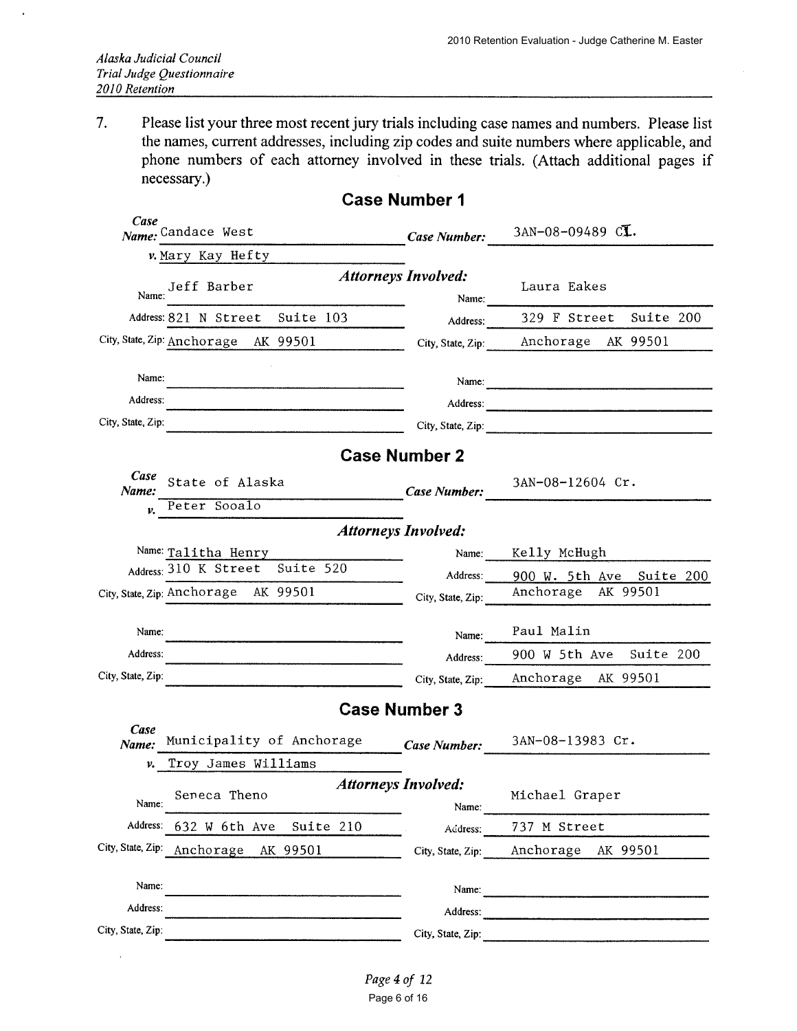*Alaska Judicial Council*
*Trial Judge Questionnaire*
*2010 Retention*

7. Please list your three most recent jury trials including case names and numbers. Please list the names, current addresses, including zip codes and suite numbers where applicable, and phone numbers of each attorney involved in these trials. (Attach additional pages if necessary.)

## Case Number 1

***Case Name:*** Candace West *v.* Mary Kay Hefty

***Case Number:*** 3AN-08-09489 CI.

***Attorneys Involved:***

| | |
|---|---|
| Name: Jeff Barber | Name: Laura Eakes |
| Address: 821 N Street Suite 103 | Address: 329 F Street Suite 200 |
| City, State, Zip: Anchorage AK 99501 | City, State, Zip: Anchorage AK 99501 |
| Name: | Name: |
| Address: | Address: |
| City, State, Zip: | City, State, Zip: |

## Case Number 2

***Case Name:*** State of Alaska *v.* Peter Sooalo

***Case Number:*** 3AN-08-12604 Cr.

***Attorneys Involved:***

| | |
|---|---|
| Name: Talitha Henry | Name: Kelly McHugh |
| Address: 310 K Street Suite 520 | Address: 900 W. 5th Ave Suite 200 |
| City, State, Zip: Anchorage AK 99501 | City, State, Zip: Anchorage AK 99501 |
| Name: | Name: Paul Malin |
| Address: | Address: 900 W 5th Ave Suite 200 |
| City, State, Zip: | City, State, Zip: Anchorage AK 99501 |

## Case Number 3

***Case Name:*** Municipality of Anchorage *v.* Troy James Williams

***Case Number:*** 3AN-08-13983 Cr.

***Attorneys Involved:***

| | |
|---|---|
| Name: Seneca Theno | Name: Michael Graper |
| Address: 632 W 6th Ave Suite 210 | Address: 737 M Street |
| City, State, Zip: Anchorage AK 99501 | City, State, Zip: Anchorage AK 99501 |
| Name: | Name: |
| Address: | Address: |
| City, State, Zip: | City, State, Zip: |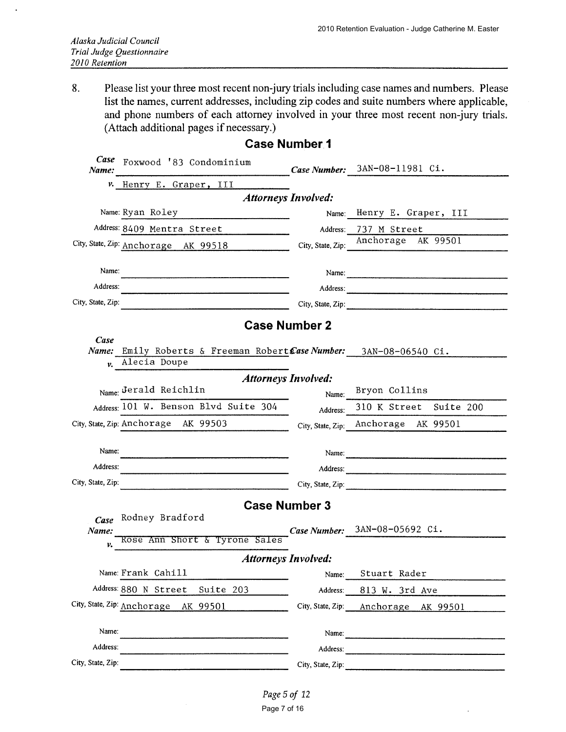*Alaska Judicial Council*
*Trial Judge Questionnaire*
*2010 Retention*

8. Please list your three most recent non-jury trials including case names and numbers. Please list the names, current addresses, including zip codes and suite numbers where applicable, and phone numbers of each attorney involved in your three most recent non-jury trials. (Attach additional pages if necessary.)

## Case Number 1

**Case Name:** Foxwood '83 Condominium
***v.*** Henry E. Graper, III
**Case Number:** 3AN-08-11981 Ci.

***Attorneys Involved:***

| | |
|---|---|
| Name: Ryan Roley | Name: Henry E. Graper, III |
| Address: 8409 Mentra Street | Address: 737 M Street |
| City, State, Zip: Anchorage AK 99518 | City, State, Zip: Anchorage AK 99501 |
| Name: | Name: |
| Address: | Address: |
| City, State, Zip: | City, State, Zip: |

## Case Number 2

**Case Name:** Emily Roberts & Freeman Roberts
***v.*** Alecia Doupe
**Case Number:** 3AN-08-06540 Ci.

***Attorneys Involved:***

| | |
|---|---|
| Name: Jerald Reichlin | Name: Bryon Collins |
| Address: 101 W. Benson Blvd Suite 304 | Address: 310 K Street Suite 200 |
| City, State, Zip: Anchorage AK 99503 | City, State, Zip: Anchorage AK 99501 |
| Name: | Name: |
| Address: | Address: |
| City, State, Zip: | City, State, Zip: |

## Case Number 3

**Case Name:** Rodney Bradford
***v.*** Rose Ann Short & Tyrone Sales
**Case Number:** 3AN-08-05692 Ci.

***Attorneys Involved:***

| | |
|---|---|
| Name: Frank Cahill | Name: Stuart Rader |
| Address: 880 N Street Suite 203 | Address: 813 W. 3rd Ave |
| City, State, Zip: Anchorage AK 99501 | City, State, Zip: Anchorage AK 99501 |
| Name: | Name: |
| Address: | Address: |
| City, State, Zip: | City, State, Zip: |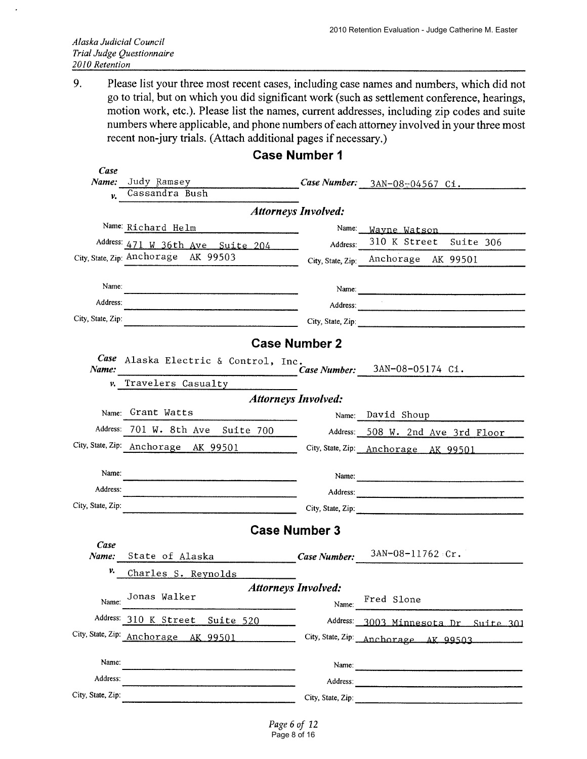*Alaska Judicial Council*
*Trial Judge Questionnaire*
*2010 Retention*

9. Please list your three most recent cases, including case names and numbers, which did not go to trial, but on which you did significant work (such as settlement conference, hearings, motion work, etc.). Please list the names, current addresses, including zip codes and suite numbers where applicable, and phone numbers of each attorney involved in your three most recent non-jury trials. (Attach additional pages if necessary.)

## Case Number 1

***Case Name:*** Judy Ramsey ***v.*** Cassandra Bush

***Case Number:*** 3AN-08-04567 Ci.

***Attorneys Involved:***

| | |
|---|---|
| Name: Richard Helm | Name: Wayne Watson |
| Address: 471 W 36th Ave Suite 204 | Address: 310 K Street Suite 306 |
| City, State, Zip: Anchorage AK 99503 | City, State, Zip: Anchorage AK 99501 |
| Name: | Name: |
| Address: | Address: |
| City, State, Zip: | City, State, Zip: |

## Case Number 2

***Case Name:*** Alaska Electric & Control, Inc. ***v.*** Travelers Casualty

***Case Number:*** 3AN-08-05174 Ci.

***Attorneys Involved:***

| | |
|---|---|
| Name: Grant Watts | Name: David Shoup |
| Address: 701 W. 8th Ave Suite 700 | Address: 508 W. 2nd Ave 3rd Floor |
| City, State, Zip: Anchorage AK 99501 | City, State, Zip: Anchorage AK 99501 |
| Name: | Name: |
| Address: | Address: |
| City, State, Zip: | City, State, Zip: |

## Case Number 3

***Case Name:*** State of Alaska ***v.*** Charles S. Reynolds

***Case Number:*** 3AN-08-11762 Cr.

***Attorneys Involved:***

| | |
|---|---|
| Name: Jonas Walker | Name: Fred Slone |
| Address: 310 K Street Suite 520 | Address: 3003 Minnesota Dr Suite 301 |
| City, State, Zip: Anchorage AK 99501 | City, State, Zip: Anchorage AK 99503 |
| Name: | Name: |
| Address: | Address: |
| City, State, Zip: | City, State, Zip: |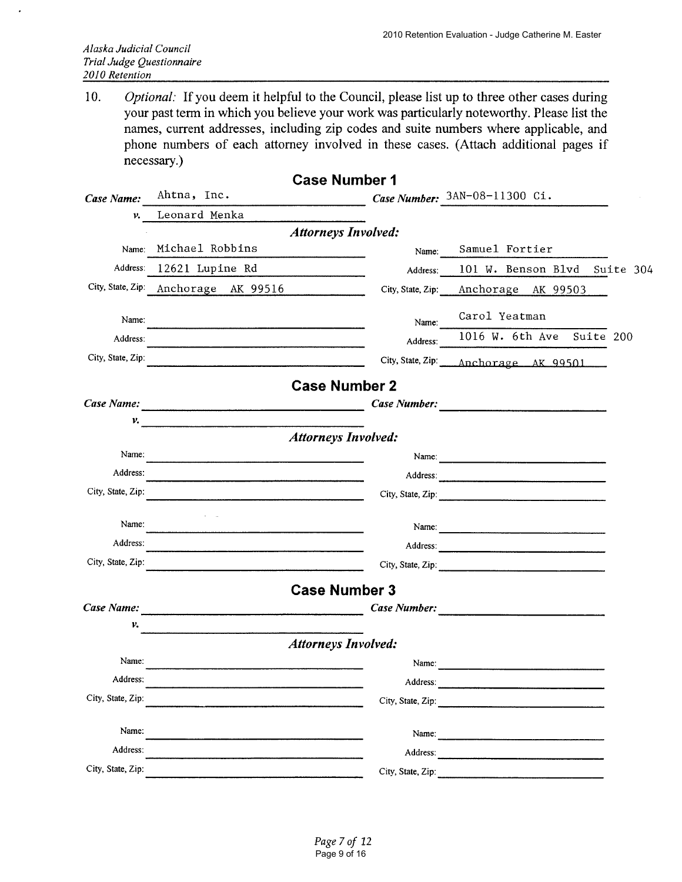*Alaska Judicial Council*
*Trial Judge Questionnaire*
*2010 Retention*

10. *Optional:* If you deem it helpful to the Council, please list up to three other cases during your past term in which you believe your work was particularly noteworthy. Please list the names, current addresses, including zip codes and suite numbers where applicable, and phone numbers of each attorney involved in these cases. (Attach additional pages if necessary.)

## Case Number 1

***Case Name:*** Ahtna, Inc. ***Case Number:*** 3AN-08-11300 Ci.

***v.*** Leonard Menka

***Attorneys Involved:***

| | | | |
|---|---|---|---|
| Name: | Michael Robbins | Name: | Samuel Fortier |
| Address: | 12621 Lupine Rd | Address: | 101 W. Benson Blvd Suite 304 |
| City, State, Zip: | Anchorage AK 99516 | City, State, Zip: | Anchorage AK 99503 |
| Name: | | Name: | Carol Yeatman |
| Address: | | Address: | 1016 W. 6th Ave Suite 200 |
| City, State, Zip: | | City, State, Zip: | Anchorage AK 99501 |

## Case Number 2

***Case Name:*** ***Case Number:***

***v.***

***Attorneys Involved:***

| | | | |
|---|---|---|---|
| Name: | | Name: | |
| Address: | | Address: | |
| City, State, Zip: | | City, State, Zip: | |
| Name: | | Name: | |
| Address: | | Address: | |
| City, State, Zip: | | City, State, Zip: | |

## Case Number 3

***Case Name:*** ***Case Number:***

***v.***

***Attorneys Involved:***

| | | | |
|---|---|---|---|
| Name: | | Name: | |
| Address: | | Address: | |
| City, State, Zip: | | City, State, Zip: | |
| Name: | | Name: | |
| Address: | | Address: | |
| City, State, Zip: | | City, State, Zip: | |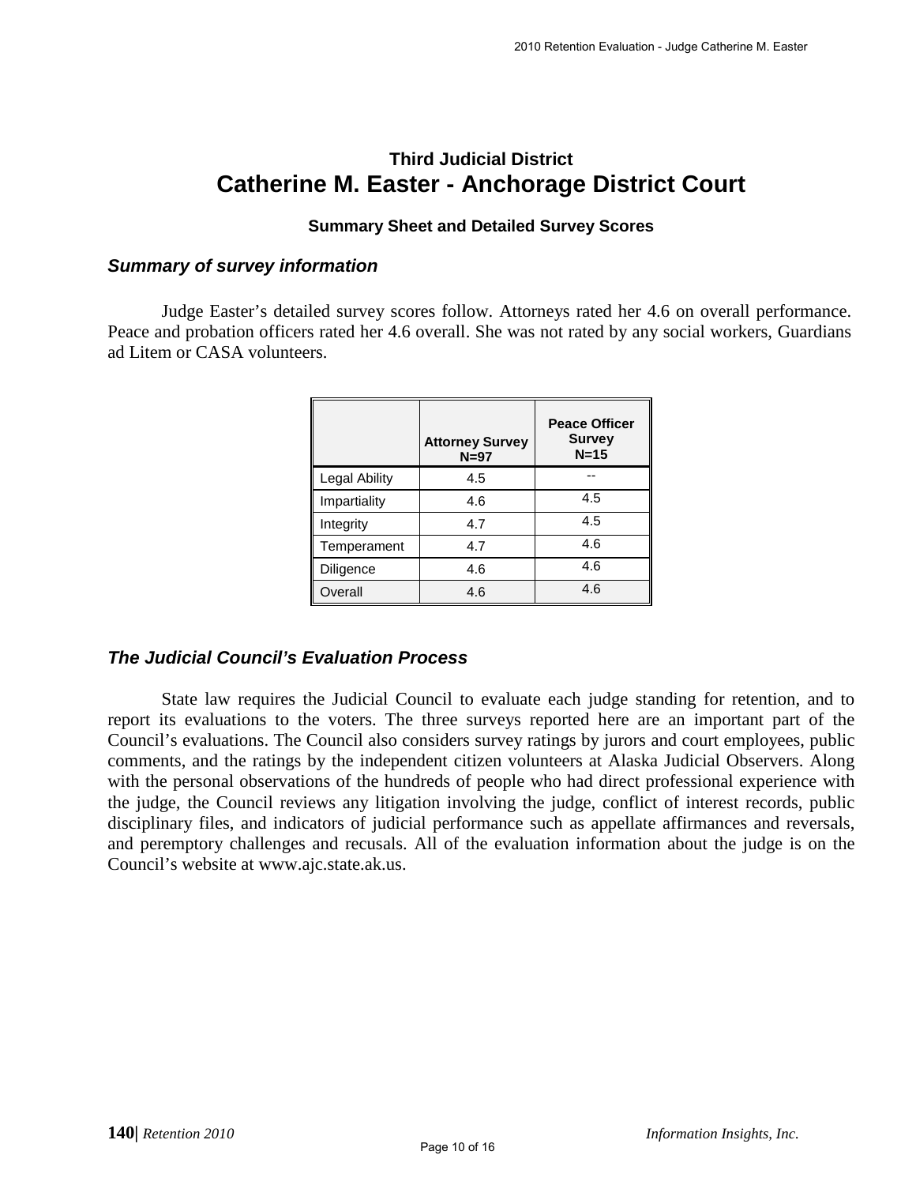## Third Judicial District

# Catherine M. Easter - Anchorage District Court

**Summary Sheet and Detailed Survey Scores**

### *Summary of survey information*

Judge Easter's detailed survey scores follow. Attorneys rated her 4.6 on overall performance. Peace and probation officers rated her 4.6 overall. She was not rated by any social workers, Guardians ad Litem or CASA volunteers.

| | Attorney Survey N=97 | Peace Officer Survey N=15 |
|---|---|---|
| Legal Ability | 4.5 | -- |
| Impartiality | 4.6 | 4.5 |
| Integrity | 4.7 | 4.5 |
| Temperament | 4.7 | 4.6 |
| Diligence | 4.6 | 4.6 |
| Overall | 4.6 | 4.6 |

### *The Judicial Council's Evaluation Process*

State law requires the Judicial Council to evaluate each judge standing for retention, and to report its evaluations to the voters. The three surveys reported here are an important part of the Council's evaluations. The Council also considers survey ratings by jurors and court employees, public comments, and the ratings by the independent citizen volunteers at Alaska Judicial Observers. Along with the personal observations of the hundreds of people who had direct professional experience with the judge, the Council reviews any litigation involving the judge, conflict of interest records, public disciplinary files, and indicators of judicial performance such as appellate affirmances and reversals, and peremptory challenges and recusals. All of the evaluation information about the judge is on the Council's website at www.ajc.state.ak.us.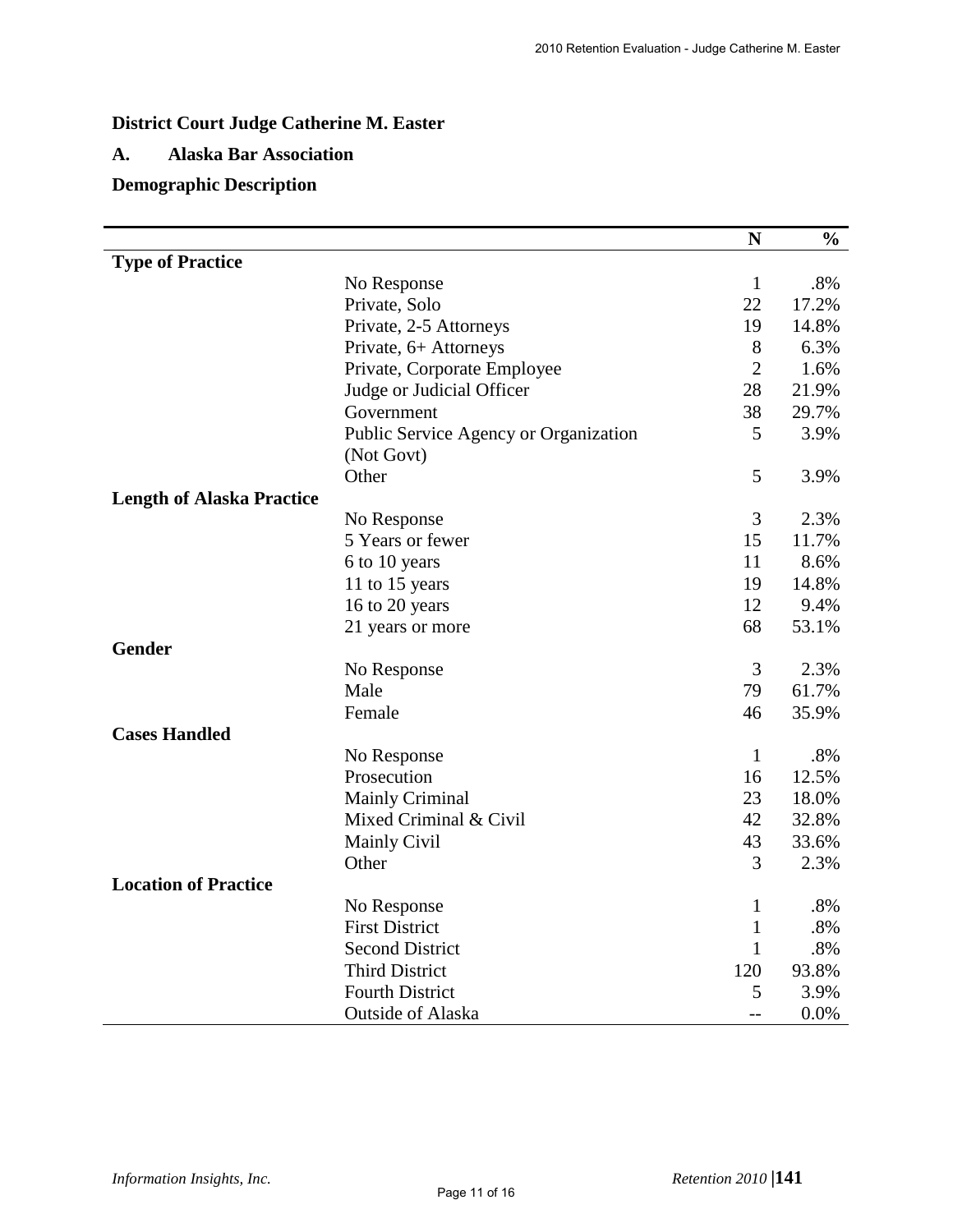**District Court Judge Catherine M. Easter**

**A. Alaska Bar Association**

**Demographic Description**

| | | N | % |
|---|---|---|---|
| **Type of Practice** | | | |
| | No Response | 1 | .8% |
| | Private, Solo | 22 | 17.2% |
| | Private, 2-5 Attorneys | 19 | 14.8% |
| | Private, 6+ Attorneys | 8 | 6.3% |
| | Private, Corporate Employee | 2 | 1.6% |
| | Judge or Judicial Officer | 28 | 21.9% |
| | Government | 38 | 29.7% |
| | Public Service Agency or Organization (Not Govt) | 5 | 3.9% |
| | Other | 5 | 3.9% |
| **Length of Alaska Practice** | | | |
| | No Response | 3 | 2.3% |
| | 5 Years or fewer | 15 | 11.7% |
| | 6 to 10 years | 11 | 8.6% |
| | 11 to 15 years | 19 | 14.8% |
| | 16 to 20 years | 12 | 9.4% |
| | 21 years or more | 68 | 53.1% |
| **Gender** | | | |
| | No Response | 3 | 2.3% |
| | Male | 79 | 61.7% |
| | Female | 46 | 35.9% |
| **Cases Handled** | | | |
| | No Response | 1 | .8% |
| | Prosecution | 16 | 12.5% |
| | Mainly Criminal | 23 | 18.0% |
| | Mixed Criminal & Civil | 42 | 32.8% |
| | Mainly Civil | 43 | 33.6% |
| | Other | 3 | 2.3% |
| **Location of Practice** | | | |
| | No Response | 1 | .8% |
| | First District | 1 | .8% |
| | Second District | 1 | .8% |
| | Third District | 120 | 93.8% |
| | Fourth District | 5 | 3.9% |
| | Outside of Alaska | -- | 0.0% |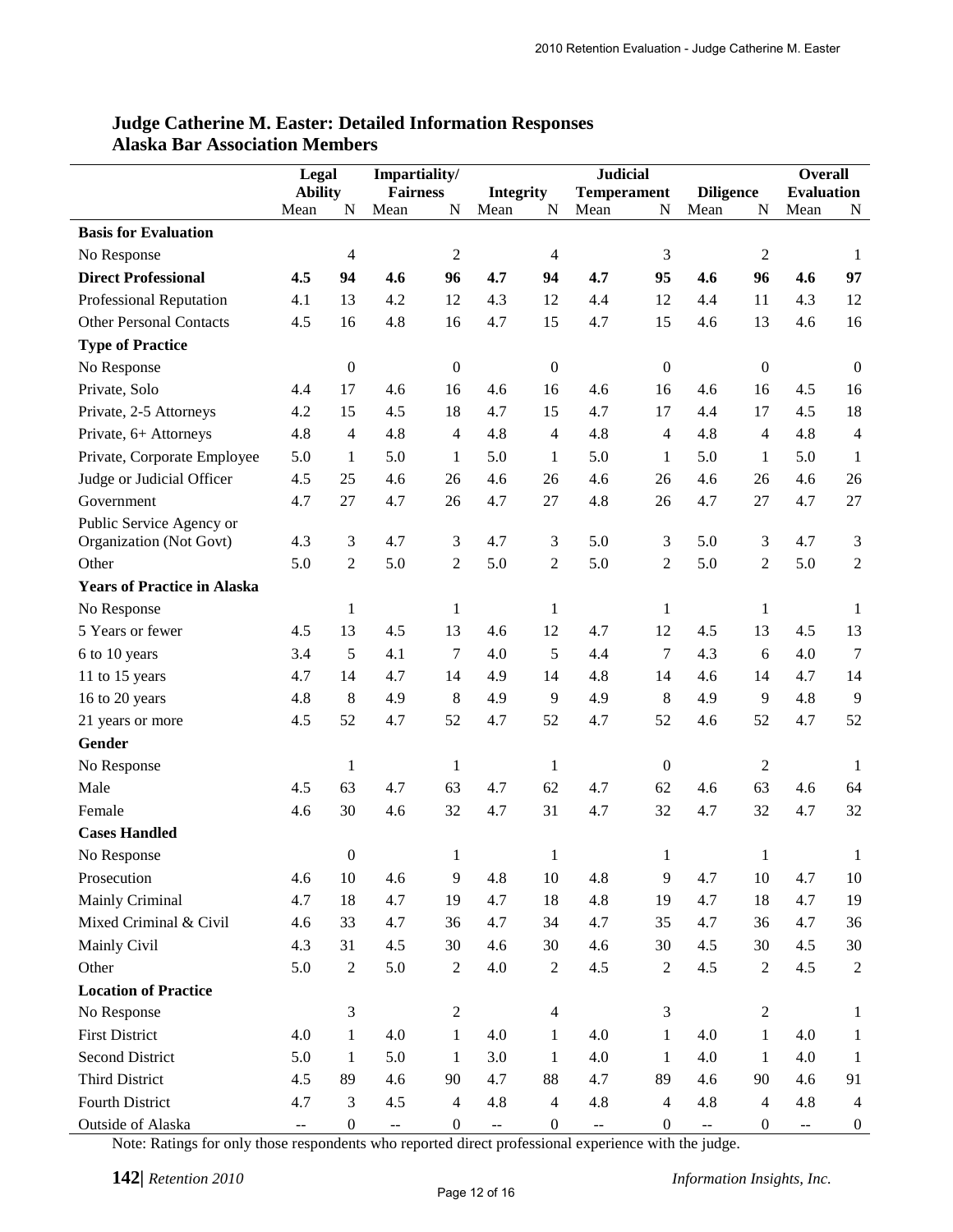## Judge Catherine M. Easter: Detailed Information Responses
## Alaska Bar Association Members

| | Legal Ability | | Impartiality/ Fairness | | Integrity | | Judicial Temperament | | Diligence | | Overall Evaluation | |
|---|---|---|---|---|---|---|---|---|---|---|---|---|
| | Mean | N | Mean | N | Mean | N | Mean | N | Mean | N | Mean | N |
| **Basis for Evaluation** | | | | | | | | | | | | |
| No Response | | 4 | | 2 | | 4 | | 3 | | 2 | | 1 |
| **Direct Professional** | **4.5** | **94** | **4.6** | **96** | **4.7** | **94** | **4.7** | **95** | **4.6** | **96** | **4.6** | **97** |
| Professional Reputation | 4.1 | 13 | 4.2 | 12 | 4.3 | 12 | 4.4 | 12 | 4.4 | 11 | 4.3 | 12 |
| Other Personal Contacts | 4.5 | 16 | 4.8 | 16 | 4.7 | 15 | 4.7 | 15 | 4.6 | 13 | 4.6 | 16 |
| **Type of Practice** | | | | | | | | | | | | |
| No Response | | 0 | | 0 | | 0 | | 0 | | 0 | | 0 |
| Private, Solo | 4.4 | 17 | 4.6 | 16 | 4.6 | 16 | 4.6 | 16 | 4.6 | 16 | 4.5 | 16 |
| Private, 2-5 Attorneys | 4.2 | 15 | 4.5 | 18 | 4.7 | 15 | 4.7 | 17 | 4.4 | 17 | 4.5 | 18 |
| Private, 6+ Attorneys | 4.8 | 4 | 4.8 | 4 | 4.8 | 4 | 4.8 | 4 | 4.8 | 4 | 4.8 | 4 |
| Private, Corporate Employee | 5.0 | 1 | 5.0 | 1 | 5.0 | 1 | 5.0 | 1 | 5.0 | 1 | 5.0 | 1 |
| Judge or Judicial Officer | 4.5 | 25 | 4.6 | 26 | 4.6 | 26 | 4.6 | 26 | 4.6 | 26 | 4.6 | 26 |
| Government | 4.7 | 27 | 4.7 | 26 | 4.7 | 27 | 4.8 | 26 | 4.7 | 27 | 4.7 | 27 |
| Public Service Agency or Organization (Not Govt) | 4.3 | 3 | 4.7 | 3 | 4.7 | 3 | 5.0 | 3 | 5.0 | 3 | 4.7 | 3 |
| Other | 5.0 | 2 | 5.0 | 2 | 5.0 | 2 | 5.0 | 2 | 5.0 | 2 | 5.0 | 2 |
| **Years of Practice in Alaska** | | | | | | | | | | | | |
| No Response | | 1 | | 1 | | 1 | | 1 | | 1 | | 1 |
| 5 Years or fewer | 4.5 | 13 | 4.5 | 13 | 4.6 | 12 | 4.7 | 12 | 4.5 | 13 | 4.5 | 13 |
| 6 to 10 years | 3.4 | 5 | 4.1 | 7 | 4.0 | 5 | 4.4 | 7 | 4.3 | 6 | 4.0 | 7 |
| 11 to 15 years | 4.7 | 14 | 4.7 | 14 | 4.9 | 14 | 4.8 | 14 | 4.6 | 14 | 4.7 | 14 |
| 16 to 20 years | 4.8 | 8 | 4.9 | 8 | 4.9 | 9 | 4.9 | 8 | 4.9 | 9 | 4.8 | 9 |
| 21 years or more | 4.5 | 52 | 4.7 | 52 | 4.7 | 52 | 4.7 | 52 | 4.6 | 52 | 4.7 | 52 |
| **Gender** | | | | | | | | | | | | |
| No Response | | 1 | | 1 | | 1 | | 0 | | 2 | | 1 |
| Male | 4.5 | 63 | 4.7 | 63 | 4.7 | 62 | 4.7 | 62 | 4.6 | 63 | 4.6 | 64 |
| Female | 4.6 | 30 | 4.6 | 32 | 4.7 | 31 | 4.7 | 32 | 4.7 | 32 | 4.7 | 32 |
| **Cases Handled** | | | | | | | | | | | | |
| No Response | | 0 | | 1 | | 1 | | 1 | | 1 | | 1 |
| Prosecution | 4.6 | 10 | 4.6 | 9 | 4.8 | 10 | 4.8 | 9 | 4.7 | 10 | 4.7 | 10 |
| Mainly Criminal | 4.7 | 18 | 4.7 | 19 | 4.7 | 18 | 4.8 | 19 | 4.7 | 18 | 4.7 | 19 |
| Mixed Criminal & Civil | 4.6 | 33 | 4.7 | 36 | 4.7 | 34 | 4.7 | 35 | 4.7 | 36 | 4.7 | 36 |
| Mainly Civil | 4.3 | 31 | 4.5 | 30 | 4.6 | 30 | 4.6 | 30 | 4.5 | 30 | 4.5 | 30 |
| Other | 5.0 | 2 | 5.0 | 2 | 4.0 | 2 | 4.5 | 2 | 4.5 | 2 | 4.5 | 2 |
| **Location of Practice** | | | | | | | | | | | | |
| No Response | | 3 | | 2 | | 4 | | 3 | | 2 | | 1 |
| First District | 4.0 | 1 | 4.0 | 1 | 4.0 | 1 | 4.0 | 1 | 4.0 | 1 | 4.0 | 1 |
| Second District | 5.0 | 1 | 5.0 | 1 | 3.0 | 1 | 4.0 | 1 | 4.0 | 1 | 4.0 | 1 |
| Third District | 4.5 | 89 | 4.6 | 90 | 4.7 | 88 | 4.7 | 89 | 4.6 | 90 | 4.6 | 91 |
| Fourth District | 4.7 | 3 | 4.5 | 4 | 4.8 | 4 | 4.8 | 4 | 4.8 | 4 | 4.8 | 4 |
| Outside of Alaska | -- | 0 | -- | 0 | -- | 0 | -- | 0 | -- | 0 | -- | 0 |

Note: Ratings for only those respondents who reported direct professional experience with the judge.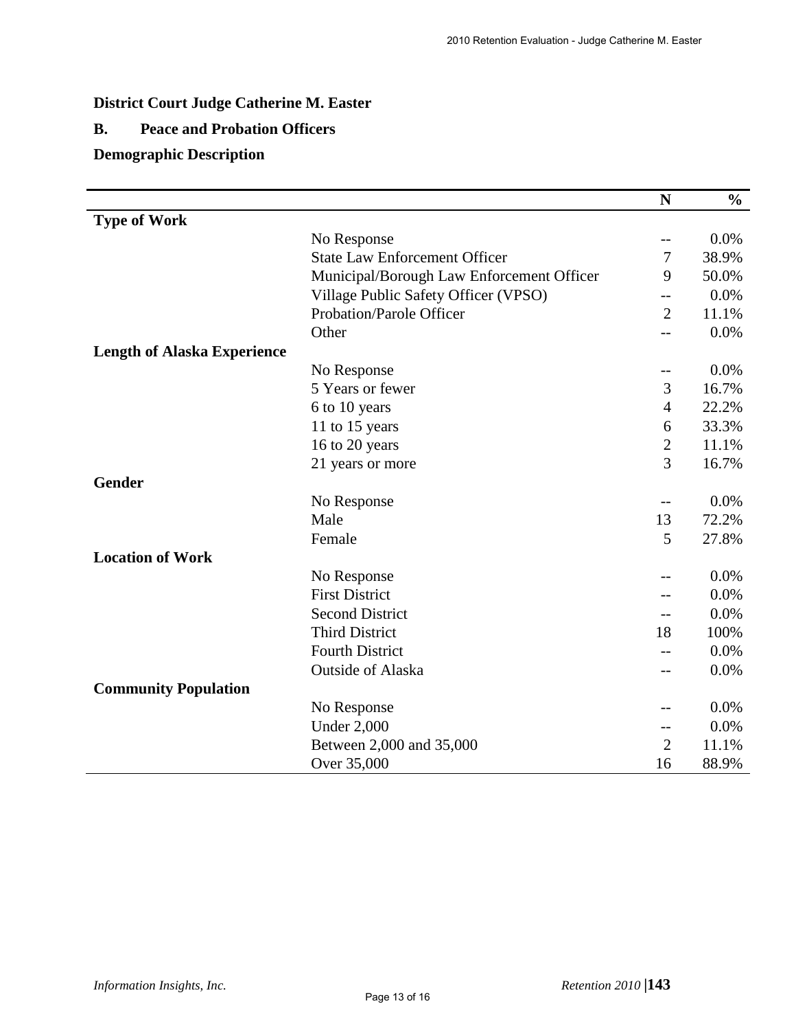**District Court Judge Catherine M. Easter**

**B. Peace and Probation Officers**

**Demographic Description**

| | | N | % |
|---|---|---|---|
| **Type of Work** | | | |
| | No Response | -- | 0.0% |
| | State Law Enforcement Officer | 7 | 38.9% |
| | Municipal/Borough Law Enforcement Officer | 9 | 50.0% |
| | Village Public Safety Officer (VPSO) | -- | 0.0% |
| | Probation/Parole Officer | 2 | 11.1% |
| | Other | -- | 0.0% |
| **Length of Alaska Experience** | | | |
| | No Response | -- | 0.0% |
| | 5 Years or fewer | 3 | 16.7% |
| | 6 to 10 years | 4 | 22.2% |
| | 11 to 15 years | 6 | 33.3% |
| | 16 to 20 years | 2 | 11.1% |
| | 21 years or more | 3 | 16.7% |
| **Gender** | | | |
| | No Response | -- | 0.0% |
| | Male | 13 | 72.2% |
| | Female | 5 | 27.8% |
| **Location of Work** | | | |
| | No Response | -- | 0.0% |
| | First District | -- | 0.0% |
| | Second District | -- | 0.0% |
| | Third District | 18 | 100% |
| | Fourth District | -- | 0.0% |
| | Outside of Alaska | -- | 0.0% |
| **Community Population** | | | |
| | No Response | -- | 0.0% |
| | Under 2,000 | -- | 0.0% |
| | Between 2,000 and 35,000 | 2 | 11.1% |
| | Over 35,000 | 16 | 88.9% |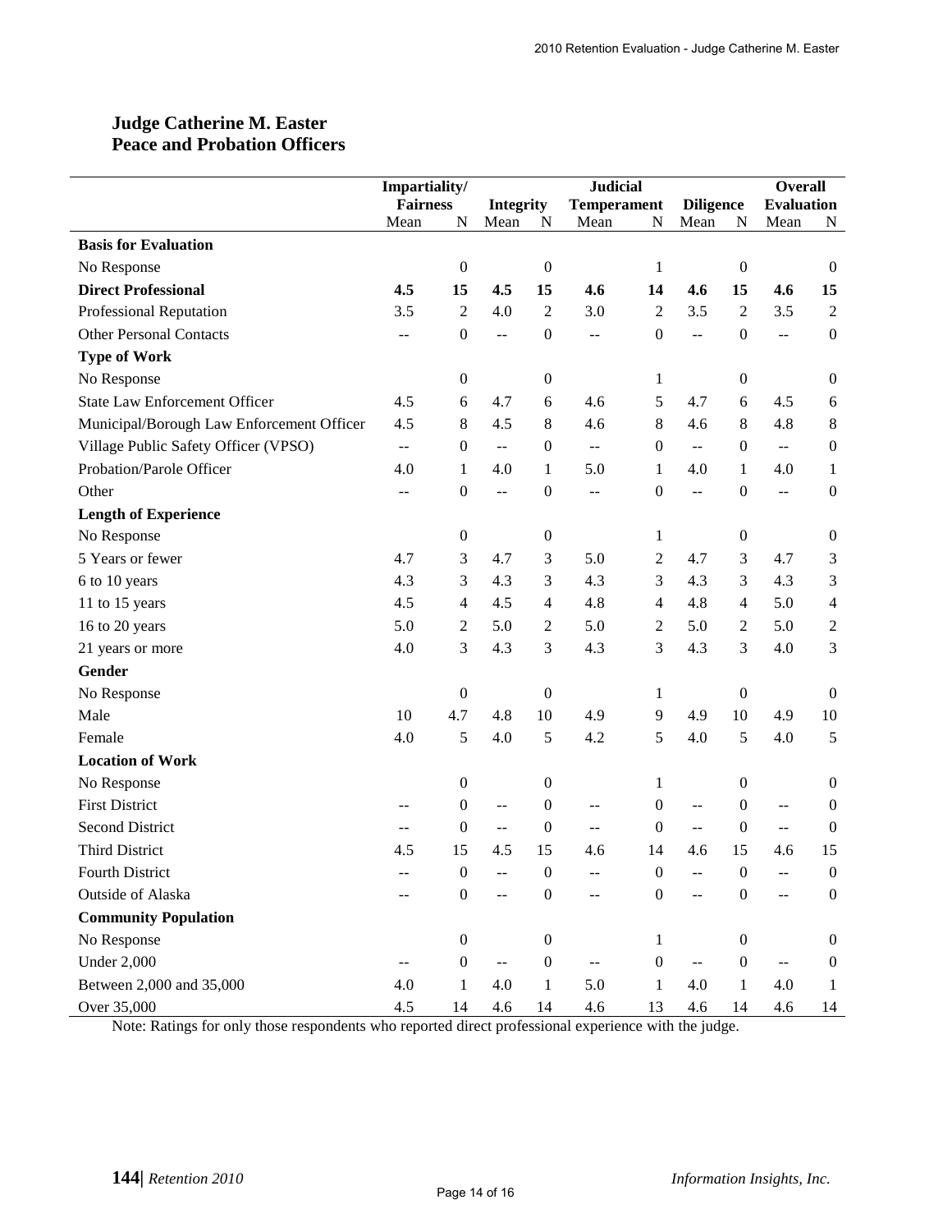## Judge Catherine M. Easter
## Peace and Probation Officers

| | Impartiality/ Fairness | | Integrity | | Judicial Temperament | | Diligence | | Overall Evaluation | |
|---|---|---|---|---|---|---|---|---|---|---|
| | Mean | N | Mean | N | Mean | N | Mean | N | Mean | N |
| **Basis for Evaluation** | | | | | | | | | | |
| No Response | | 0 | | 0 | | 1 | | 0 | | 0 |
| **Direct Professional** | **4.5** | **15** | **4.5** | **15** | **4.6** | **14** | **4.6** | **15** | **4.6** | **15** |
| Professional Reputation | 3.5 | 2 | 4.0 | 2 | 3.0 | 2 | 3.5 | 2 | 3.5 | 2 |
| Other Personal Contacts | -- | 0 | -- | 0 | -- | 0 | -- | 0 | -- | 0 |
| **Type of Work** | | | | | | | | | | |
| No Response | | 0 | | 0 | | 1 | | 0 | | 0 |
| State Law Enforcement Officer | 4.5 | 6 | 4.7 | 6 | 4.6 | 5 | 4.7 | 6 | 4.5 | 6 |
| Municipal/Borough Law Enforcement Officer | 4.5 | 8 | 4.5 | 8 | 4.6 | 8 | 4.6 | 8 | 4.8 | 8 |
| Village Public Safety Officer (VPSO) | -- | 0 | -- | 0 | -- | 0 | -- | 0 | -- | 0 |
| Probation/Parole Officer | 4.0 | 1 | 4.0 | 1 | 5.0 | 1 | 4.0 | 1 | 4.0 | 1 |
| Other | -- | 0 | -- | 0 | -- | 0 | -- | 0 | -- | 0 |
| **Length of Experience** | | | | | | | | | | |
| No Response | | 0 | | 0 | | 1 | | 0 | | 0 |
| 5 Years or fewer | 4.7 | 3 | 4.7 | 3 | 5.0 | 2 | 4.7 | 3 | 4.7 | 3 |
| 6 to 10 years | 4.3 | 3 | 4.3 | 3 | 4.3 | 3 | 4.3 | 3 | 4.3 | 3 |
| 11 to 15 years | 4.5 | 4 | 4.5 | 4 | 4.8 | 4 | 4.8 | 4 | 5.0 | 4 |
| 16 to 20 years | 5.0 | 2 | 5.0 | 2 | 5.0 | 2 | 5.0 | 2 | 5.0 | 2 |
| 21 years or more | 4.0 | 3 | 4.3 | 3 | 4.3 | 3 | 4.3 | 3 | 4.0 | 3 |
| **Gender** | | | | | | | | | | |
| No Response | | 0 | | 0 | | 1 | | 0 | | 0 |
| Male | 10 | 4.7 | 4.8 | 10 | 4.9 | 9 | 4.9 | 10 | 4.9 | 10 |
| Female | 4.0 | 5 | 4.0 | 5 | 4.2 | 5 | 4.0 | 5 | 4.0 | 5 |
| **Location of Work** | | | | | | | | | | |
| No Response | | 0 | | 0 | | 1 | | 0 | | 0 |
| First District | -- | 0 | -- | 0 | -- | 0 | -- | 0 | -- | 0 |
| Second District | -- | 0 | -- | 0 | -- | 0 | -- | 0 | -- | 0 |
| Third District | 4.5 | 15 | 4.5 | 15 | 4.6 | 14 | 4.6 | 15 | 4.6 | 15 |
| Fourth District | -- | 0 | -- | 0 | -- | 0 | -- | 0 | -- | 0 |
| Outside of Alaska | -- | 0 | -- | 0 | -- | 0 | -- | 0 | -- | 0 |
| **Community Population** | | | | | | | | | | |
| No Response | | 0 | | 0 | | 1 | | 0 | | 0 |
| Under 2,000 | -- | 0 | -- | 0 | -- | 0 | -- | 0 | -- | 0 |
| Between 2,000 and 35,000 | 4.0 | 1 | 4.0 | 1 | 5.0 | 1 | 4.0 | 1 | 4.0 | 1 |
| Over 35,000 | 4.5 | 14 | 4.6 | 14 | 4.6 | 13 | 4.6 | 14 | 4.6 | 14 |

Note: Ratings for only those respondents who reported direct professional experience with the judge.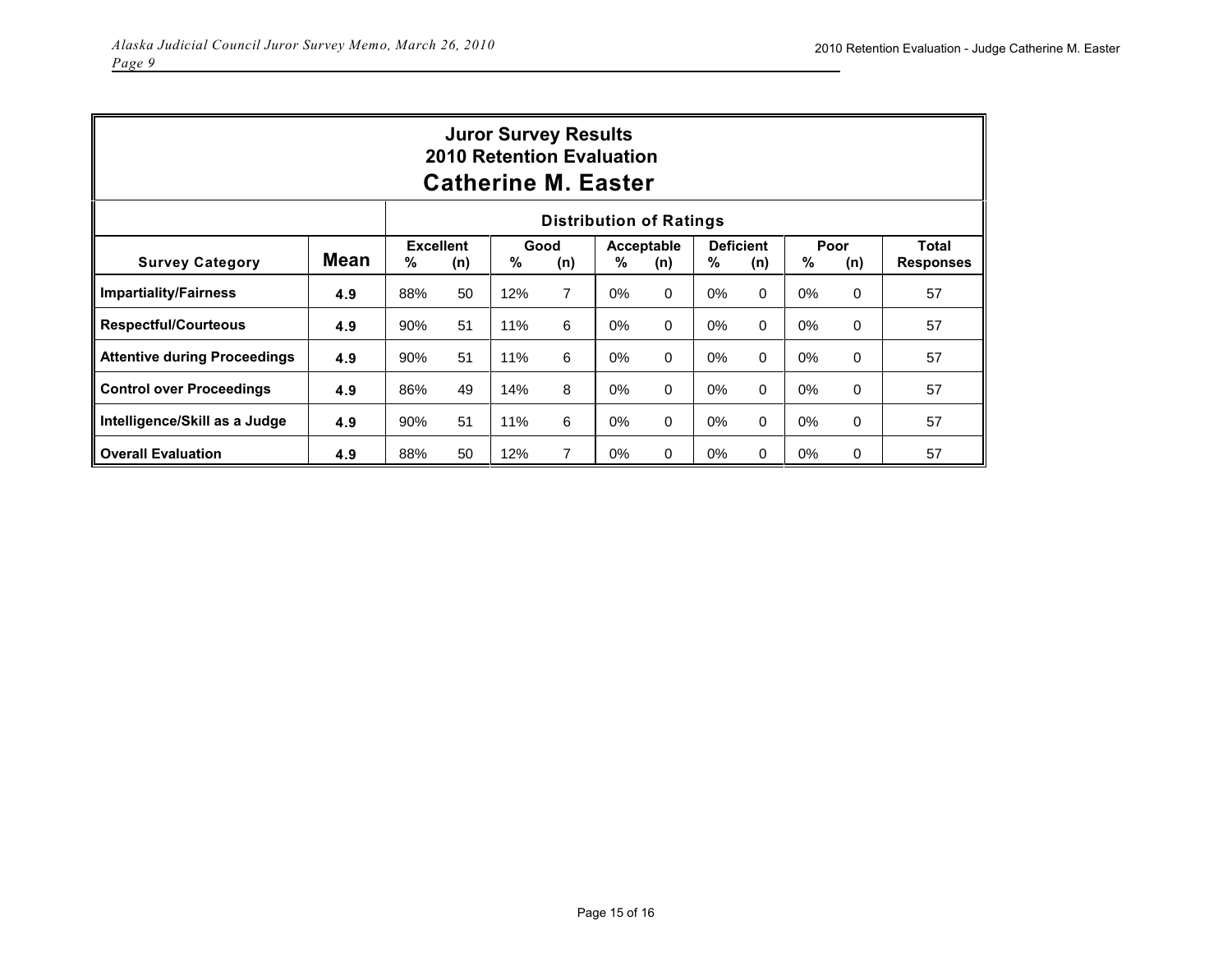## Juror Survey Results
## 2010 Retention Evaluation
## Catherine M. Easter

| Survey Category | Mean | Distribution of Ratings | | | | | | | | | | |
|---|---|---|---|---|---|---|---|---|---|---|---|---|
| | | Excellent | | Good | | Acceptable | | Deficient | | Poor | | Total Responses |
| | | % | (n) | % | (n) | % | (n) | % | (n) | % | (n) | |
| **Impartiality/Fairness** | 4.9 | 88% | 50 | 12% | 7 | 0% | 0 | 0% | 0 | 0% | 0 | 57 |
| **Respectful/Courteous** | 4.9 | 90% | 51 | 11% | 6 | 0% | 0 | 0% | 0 | 0% | 0 | 57 |
| **Attentive during Proceedings** | 4.9 | 90% | 51 | 11% | 6 | 0% | 0 | 0% | 0 | 0% | 0 | 57 |
| **Control over Proceedings** | 4.9 | 86% | 49 | 14% | 8 | 0% | 0 | 0% | 0 | 0% | 0 | 57 |
| **Intelligence/Skill as a Judge** | 4.9 | 90% | 51 | 11% | 6 | 0% | 0 | 0% | 0 | 0% | 0 | 57 |
| **Overall Evaluation** | 4.9 | 88% | 50 | 12% | 7 | 0% | 0 | 0% | 0 | 0% | 0 | 57 |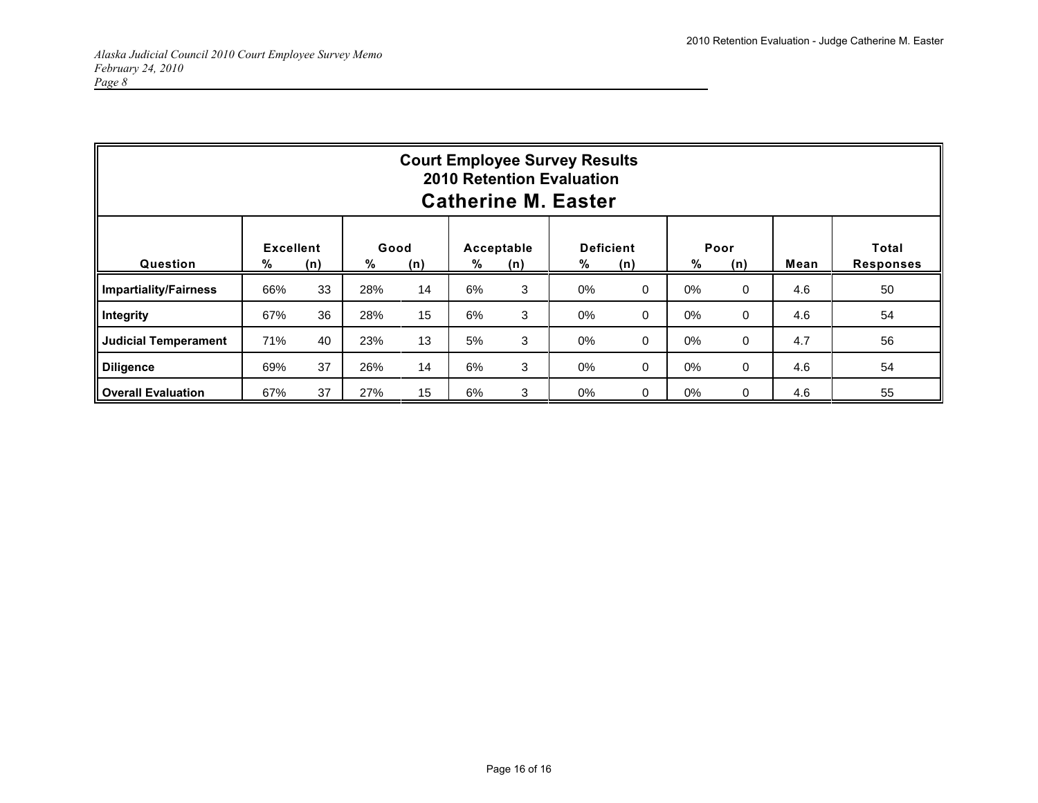## Court Employee Survey Results
## 2010 Retention Evaluation
## Catherine M. Easter

| Question | Excellent % | Excellent (n) | Good % | Good (n) | Acceptable % | Acceptable (n) | Deficient % | Deficient (n) | Poor % | Poor (n) | Mean | Total Responses |
|---|---|---|---|---|---|---|---|---|---|---|---|---|
| **Impartiality/Fairness** | 66% | 33 | 28% | 14 | 6% | 3 | 0% | 0 | 0% | 0 | 4.6 | 50 |
| **Integrity** | 67% | 36 | 28% | 15 | 6% | 3 | 0% | 0 | 0% | 0 | 4.6 | 54 |
| **Judicial Temperament** | 71% | 40 | 23% | 13 | 5% | 3 | 0% | 0 | 0% | 0 | 4.7 | 56 |
| **Diligence** | 69% | 37 | 26% | 14 | 6% | 3 | 0% | 0 | 0% | 0 | 4.6 | 54 |
| **Overall Evaluation** | 67% | 37 | 27% | 15 | 6% | 3 | 0% | 0 | 0% | 0 | 4.6 | 55 |